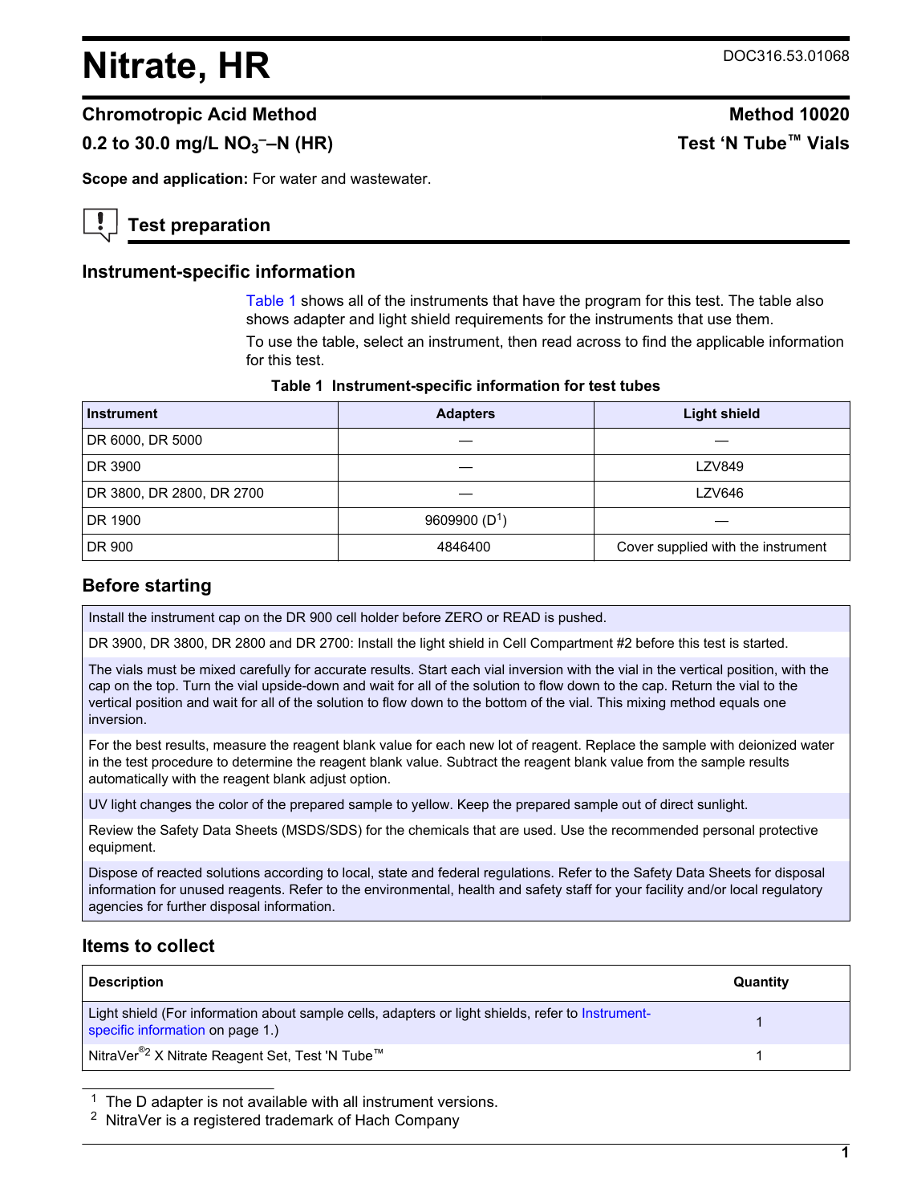# Nitrate, HR

DOC316.53.01068

## Chromotropic Acid Method — Method 10020

## 0.2 to 30.0 mg/L $NO_3^-$–N (HR) — Test 'N Tube™ Vials

**Scope and application:** For water and wastewater.

## Test preparation

### Instrument-specific information

Table 1 shows all of the instruments that have the program for this test. The table also shows adapter and light shield requirements for the instruments that use them.

To use the table, select an instrument, then read across to find the applicable information for this test.

**Table 1 Instrument-specific information for test tubes**

| Instrument | Adapters | Light shield |
|---|---|---|
| DR 6000, DR 5000 | — | — |
| DR 3900 | — | LZV849 |
| DR 3800, DR 2800, DR 2700 | — | LZV646 |
| DR 1900 | 9609900 (D[1]) | — |
| DR 900 | 4846400 | Cover supplied with the instrument |

### Before starting

Install the instrument cap on the DR 900 cell holder before ZERO or READ is pushed.

DR 3900, DR 3800, DR 2800 and DR 2700: Install the light shield in Cell Compartment #2 before this test is started.

The vials must be mixed carefully for accurate results. Start each vial inversion with the vial in the vertical position, with the cap on the top. Turn the vial upside-down and wait for all of the solution to flow down to the cap. Return the vial to the vertical position and wait for all of the solution to flow down to the bottom of the vial. This mixing method equals one inversion.

For the best results, measure the reagent blank value for each new lot of reagent. Replace the sample with deionized water in the test procedure to determine the reagent blank value. Subtract the reagent blank value from the sample results automatically with the reagent blank adjust option.

UV light changes the color of the prepared sample to yellow. Keep the prepared sample out of direct sunlight.

Review the Safety Data Sheets (MSDS/SDS) for the chemicals that are used. Use the recommended personal protective equipment.

Dispose of reacted solutions according to local, state and federal regulations. Refer to the Safety Data Sheets for disposal information for unused reagents. Refer to the environmental, health and safety staff for your facility and/or local regulatory agencies for further disposal information.

### Items to collect

| Description | Quantity |
|---|---|
| Light shield (For information about sample cells, adapters or light shields, refer to Instrument-specific information on page 1.) | 1 |
| NitraVer®[2] X Nitrate Reagent Set, Test 'N Tube™ | 1 |

[1] The D adapter is not available with all instrument versions.

[2] NitraVer is a registered trademark of Hach Company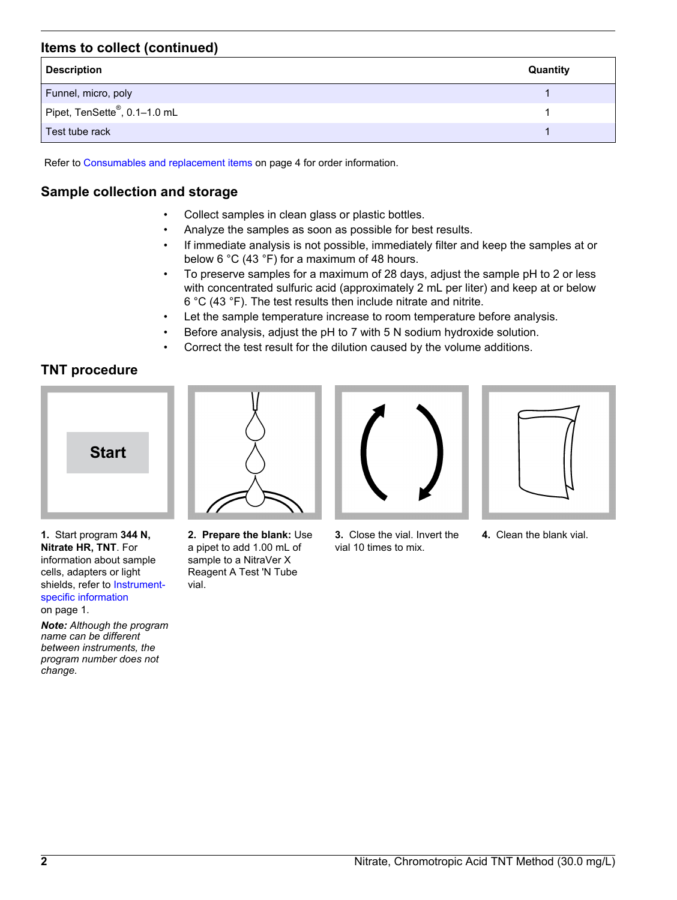## Items to collect (continued)

| Description | Quantity |
| --- | --- |
| Funnel, micro, poly | 1 |
| Pipet, TenSette®, 0.1–1.0 mL | 1 |
| Test tube rack | 1 |

Refer to Consumables and replacement items on page 4 for order information.

## Sample collection and storage

- Collect samples in clean glass or plastic bottles.
- Analyze the samples as soon as possible for best results.
- If immediate analysis is not possible, immediately filter and keep the samples at or below 6 °C (43 °F) for a maximum of 48 hours.
- To preserve samples for a maximum of 28 days, adjust the sample pH to 2 or less with concentrated sulfuric acid (approximately 2 mL per liter) and keep at or below 6 °C (43 °F). The test results then include nitrate and nitrite.
- Let the sample temperature increase to room temperature before analysis.
- Before analysis, adjust the pH to 7 with 5 N sodium hydroxide solution.
- Correct the test result for the dilution caused by the volume additions.

## TNT procedure

**1.** Start program **344 N, Nitrate HR, TNT**. For information about sample cells, adapters or light shields, refer to Instrument-specific information on page 1.

***Note:*** *Although the program name can be different between instruments, the program number does not change.*

**2. Prepare the blank:** Use a pipet to add 1.00 mL of sample to a NitraVer X Reagent A Test 'N Tube vial.

**3.** Close the vial. Invert the vial 10 times to mix.

**4.** Clean the blank vial.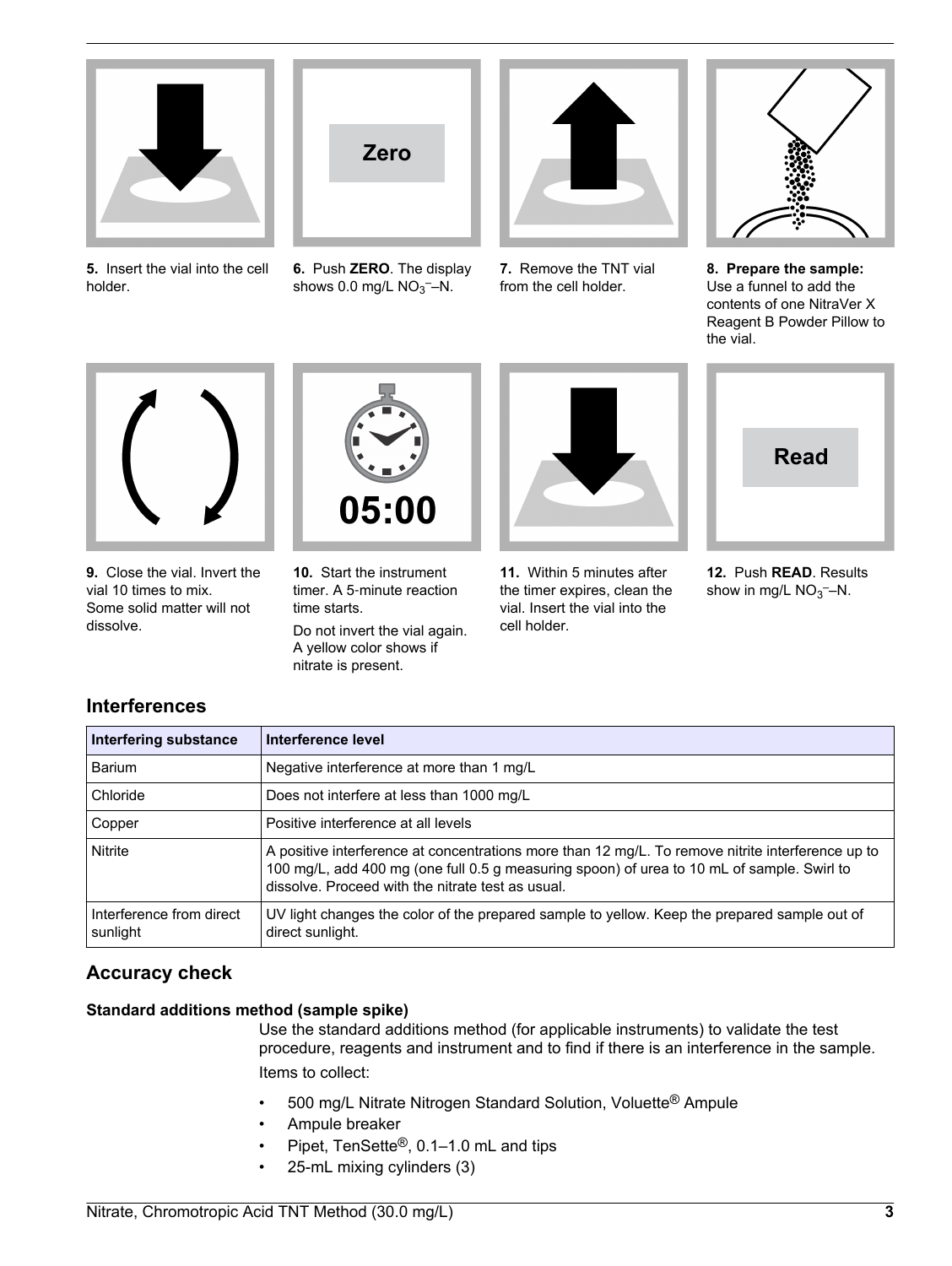5. Insert the vial into the cell holder.

6. Push **ZERO**. The display shows 0.0 mg/L $NO_3^-$–N.

7. Remove the TNT vial from the cell holder.

8. **Prepare the sample:** Use a funnel to add the contents of one NitraVer X Reagent B Powder Pillow to the vial.

9. Close the vial. Invert the vial 10 times to mix. Some solid matter will not dissolve.

10. Start the instrument timer. A 5-minute reaction time starts.

    Do not invert the vial again. A yellow color shows if nitrate is present.

11. Within 5 minutes after the timer expires, clean the vial. Insert the vial into the cell holder.

12. Push **READ**. Results show in mg/L $NO_3^-$–N.

## Interferences

| Interfering substance | Interference level |
|---|---|
| Barium | Negative interference at more than 1 mg/L |
| Chloride | Does not interfere at less than 1000 mg/L |
| Copper | Positive interference at all levels |
| Nitrite | A positive interference at concentrations more than 12 mg/L. To remove nitrite interference up to 100 mg/L, add 400 mg (one full 0.5 g measuring spoon) of urea to 10 mL of sample. Swirl to dissolve. Proceed with the nitrate test as usual. |
| Interference from direct sunlight | UV light changes the color of the prepared sample to yellow. Keep the prepared sample out of direct sunlight. |

## Accuracy check

### Standard additions method (sample spike)

Use the standard additions method (for applicable instruments) to validate the test procedure, reagents and instrument and to find if there is an interference in the sample.

Items to collect:

- 500 mg/L Nitrate Nitrogen Standard Solution, Voluette® Ampule
- Ampule breaker
- Pipet, TenSette®, 0.1–1.0 mL and tips
- 25-mL mixing cylinders (3)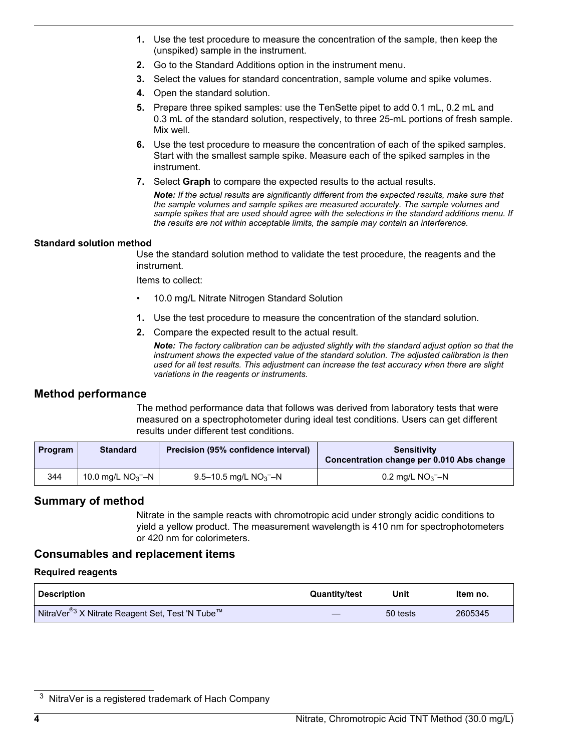1. Use the test procedure to measure the concentration of the sample, then keep the (unspiked) sample in the instrument.
2. Go to the Standard Additions option in the instrument menu.
3. Select the values for standard concentration, sample volume and spike volumes.
4. Open the standard solution.
5. Prepare three spiked samples: use the TenSette pipet to add 0.1 mL, 0.2 mL and 0.3 mL of the standard solution, respectively, to three 25-mL portions of fresh sample. Mix well.
6. Use the test procedure to measure the concentration of each of the spiked samples. Start with the smallest sample spike. Measure each of the spiked samples in the instrument.
7. Select **Graph** to compare the expected results to the actual results.

   ***Note:*** *If the actual results are significantly different from the expected results, make sure that the sample volumes and sample spikes are measured accurately. The sample volumes and sample spikes that are used should agree with the selections in the standard additions menu. If the results are not within acceptable limits, the sample may contain an interference.*

### Standard solution method

Use the standard solution method to validate the test procedure, the reagents and the instrument.

Items to collect:

- 10.0 mg/L Nitrate Nitrogen Standard Solution

1. Use the test procedure to measure the concentration of the standard solution.
2. Compare the expected result to the actual result.

   ***Note:*** *The factory calibration can be adjusted slightly with the standard adjust option so that the instrument shows the expected value of the standard solution. The adjusted calibration is then used for all test results. This adjustment can increase the test accuracy when there are slight variations in the reagents or instruments.*

## Method performance

The method performance data that follows was derived from laboratory tests that were measured on a spectrophotometer during ideal test conditions. Users can get different results under different test conditions.

| Program | Standard | Precision (95% confidence interval) | Sensitivity Concentration change per 0.010 Abs change |
|---|---|---|---|
| 344 | 10.0 mg/L $NO_3^-$–N | 9.5–10.5 mg/L $NO_3^-$–N | 0.2 mg/L $NO_3^-$–N |

## Summary of method

Nitrate in the sample reacts with chromotropic acid under strongly acidic conditions to yield a yellow product. The measurement wavelength is 410 nm for spectrophotometers or 420 nm for colorimeters.

## Consumables and replacement items

### Required reagents

| Description | Quantity/test | Unit | Item no. |
|---|---|---|---|
| NitraVer®[3] X Nitrate Reagent Set, Test 'N Tube™ | — | 50 tests | 2605345 |

[3] NitraVer is a registered trademark of Hach Company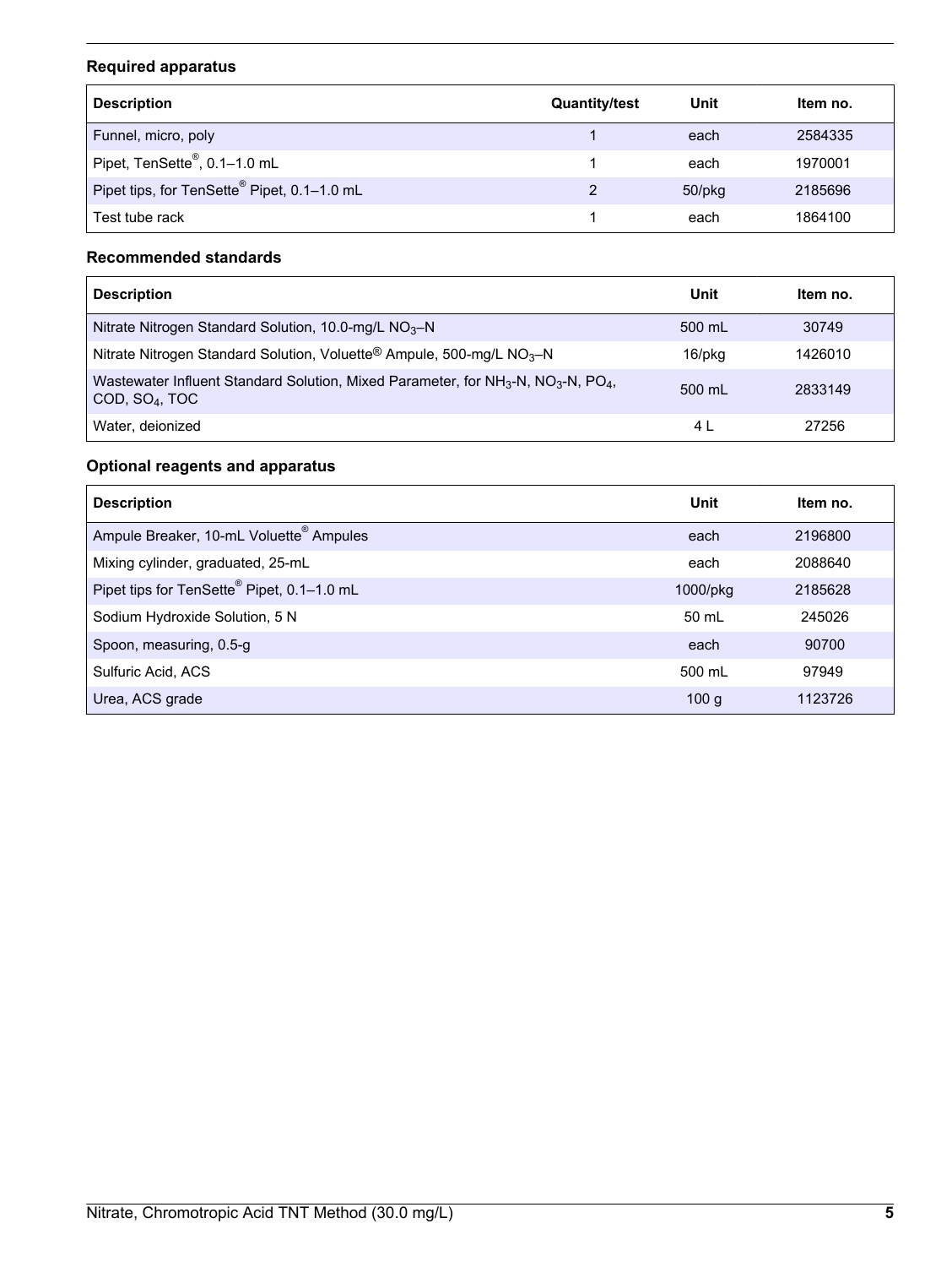### Required apparatus

| Description | Quantity/test | Unit | Item no. |
| --- | --- | --- | --- |
| Funnel, micro, poly | 1 | each | 2584335 |
| Pipet, TenSette®, 0.1–1.0 mL | 1 | each | 1970001 |
| Pipet tips, for TenSette® Pipet, 0.1–1.0 mL | 2 | 50/pkg | 2185696 |
| Test tube rack | 1 | each | 1864100 |

### Recommended standards

| Description | Unit | Item no. |
| --- | --- | --- |
| Nitrate Nitrogen Standard Solution, 10.0-mg/L $NO_3$–N | 500 mL | 30749 |
| Nitrate Nitrogen Standard Solution, Voluette® Ampule, 500-mg/L $NO_3$–N | 16/pkg | 1426010 |
| Wastewater Influent Standard Solution, Mixed Parameter, for $NH_3$-N, $NO_3$-N, $PO_4$, COD, $SO_4$, TOC | 500 mL | 2833149 |
| Water, deionized | 4 L | 27256 |

### Optional reagents and apparatus

| Description | Unit | Item no. |
| --- | --- | --- |
| Ampule Breaker, 10-mL Voluette® Ampules | each | 2196800 |
| Mixing cylinder, graduated, 25-mL | each | 2088640 |
| Pipet tips for TenSette® Pipet, 0.1–1.0 mL | 1000/pkg | 2185628 |
| Sodium Hydroxide Solution, 5 N | 50 mL | 245026 |
| Spoon, measuring, 0.5-g | each | 90700 |
| Sulfuric Acid, ACS | 500 mL | 97949 |
| Urea, ACS grade | 100 g | 1123726 |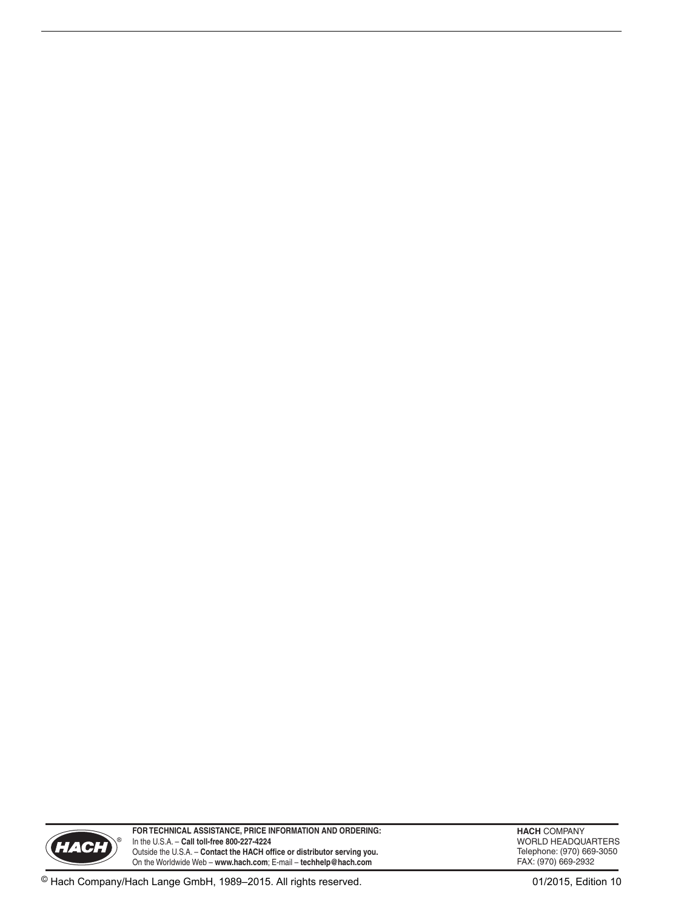**FOR TECHNICAL ASSISTANCE, PRICE INFORMATION AND ORDERING:**
In the U.S.A. – **Call toll-free 800-227-4224**
Outside the U.S.A. – **Contact the HACH office or distributor serving you.**
On the Worldwide Web – **www.hach.com**; E-mail – **techhelp@hach.com**

**HACH** COMPANY
WORLD HEADQUARTERS
Telephone: (970) 669-3050
FAX: (970) 669-2932

© Hach Company/Hach Lange GmbH, 1989–2015. All rights reserved.

01/2015, Edition 10